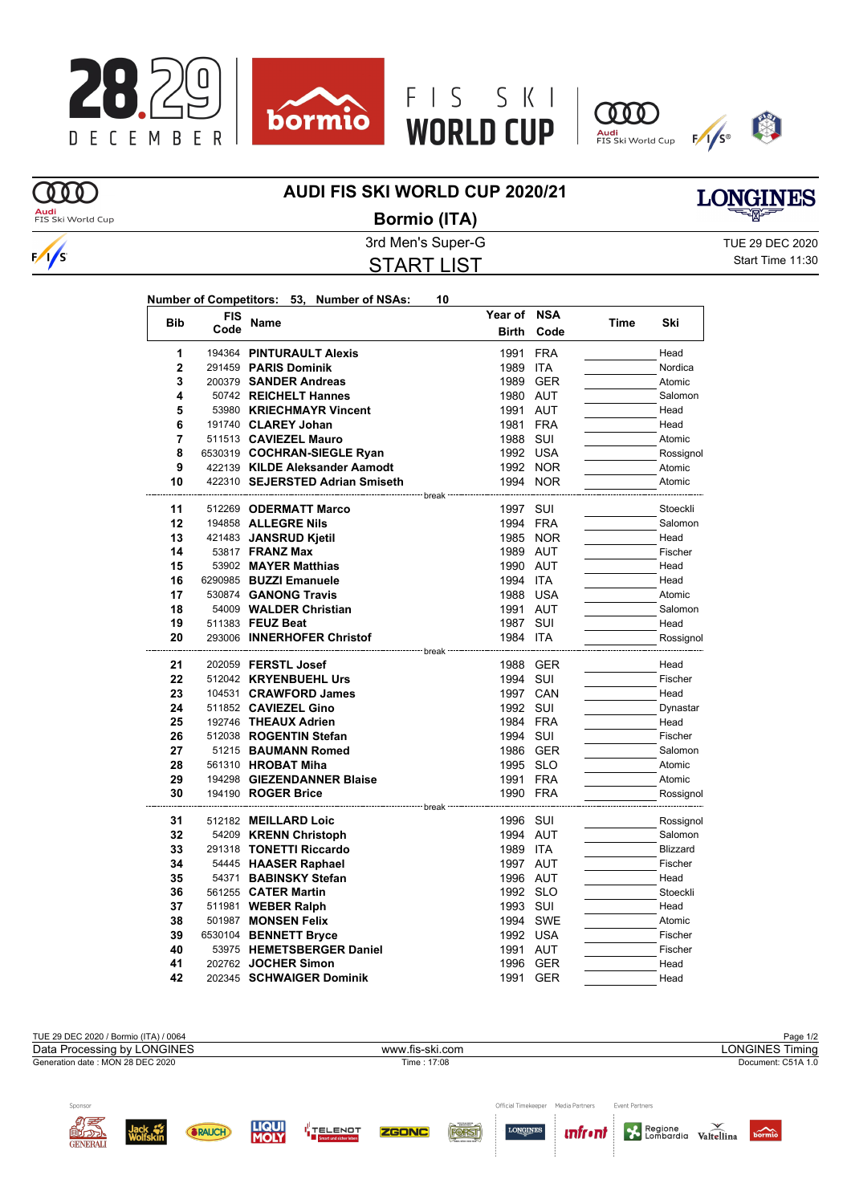# AUDI FIS SKI WORLD CUP 2020/21

## Bormio (ITA)

3rd Men's Super-G

TUE 29 DEC 2020

Start Time 11:30

## START LIST

**Number of Competitors: 53, Number of NSAs: 10**

| Bib | FIS Code | Name | Year of Birth | NSA Code | Time | Ski |
|---|---|---|---|---|---|---|
| 1 | 194364 | **PINTURAULT Alexis** | 1991 | FRA | | Head |
| 2 | 291459 | **PARIS Dominik** | 1989 | ITA | | Nordica |
| 3 | 200379 | **SANDER Andreas** | 1989 | GER | | Atomic |
| 4 | 50742 | **REICHELT Hannes** | 1980 | AUT | | Salomon |
| 5 | 53980 | **KRIECHMAYR Vincent** | 1991 | AUT | | Head |
| 6 | 191740 | **CLAREY Johan** | 1981 | FRA | | Head |
| 7 | 511513 | **CAVIEZEL Mauro** | 1988 | SUI | | Atomic |
| 8 | 6530319 | **COCHRAN-SIEGLE Ryan** | 1992 | USA | | Rossignol |
| 9 | 422139 | **KILDE Aleksander Aamodt** | 1992 | NOR | | Atomic |
| 10 | 422310 | **SEJERSTED Adrian Smiseth** | 1994 | NOR | | Atomic |
| | | break | | | | |
| 11 | 512269 | **ODERMATT Marco** | 1997 | SUI | | Stoeckli |
| 12 | 194858 | **ALLEGRE Nils** | 1994 | FRA | | Salomon |
| 13 | 421483 | **JANSRUD Kjetil** | 1985 | NOR | | Head |
| 14 | 53817 | **FRANZ Max** | 1989 | AUT | | Fischer |
| 15 | 53902 | **MAYER Matthias** | 1990 | AUT | | Head |
| 16 | 6290985 | **BUZZI Emanuele** | 1994 | ITA | | Head |
| 17 | 530874 | **GANONG Travis** | 1988 | USA | | Atomic |
| 18 | 54009 | **WALDER Christian** | 1991 | AUT | | Salomon |
| 19 | 511383 | **FEUZ Beat** | 1987 | SUI | | Head |
| 20 | 293006 | **INNERHOFER Christof** | 1984 | ITA | | Rossignol |
| | | break | | | | |
| 21 | 202059 | **FERSTL Josef** | 1988 | GER | | Head |
| 22 | 512042 | **KRYENBUEHL Urs** | 1994 | SUI | | Fischer |
| 23 | 104531 | **CRAWFORD James** | 1997 | CAN | | Head |
| 24 | 511852 | **CAVIEZEL Gino** | 1992 | SUI | | Dynastar |
| 25 | 192746 | **THEAUX Adrien** | 1984 | FRA | | Head |
| 26 | 512038 | **ROGENTIN Stefan** | 1994 | SUI | | Fischer |
| 27 | 51215 | **BAUMANN Romed** | 1986 | GER | | Salomon |
| 28 | 561310 | **HROBAT Miha** | 1995 | SLO | | Atomic |
| 29 | 194298 | **GIEZENDANNER Blaise** | 1991 | FRA | | Atomic |
| 30 | 194190 | **ROGER Brice** | 1990 | FRA | | Rossignol |
| | | break | | | | |
| 31 | 512182 | **MEILLARD Loic** | 1996 | SUI | | Rossignol |
| 32 | 54209 | **KRENN Christoph** | 1994 | AUT | | Salomon |
| 33 | 291318 | **TONETTI Riccardo** | 1989 | ITA | | Blizzard |
| 34 | 54445 | **HAASER Raphael** | 1997 | AUT | | Fischer |
| 35 | 54371 | **BABINSKY Stefan** | 1996 | AUT | | Head |
| 36 | 561255 | **CATER Martin** | 1992 | SLO | | Stoeckli |
| 37 | 511981 | **WEBER Ralph** | 1993 | SUI | | Head |
| 38 | 501987 | **MONSEN Felix** | 1994 | SWE | | Atomic |
| 39 | 6530104 | **BENNETT Bryce** | 1992 | USA | | Fischer |
| 40 | 53975 | **HEMETSBERGER Daniel** | 1991 | AUT | | Fischer |
| 41 | 202762 | **JOCHER Simon** | 1996 | GER | | Head |
| 42 | 202345 | **SCHWAIGER Dominik** | 1991 | GER | | Head |

TUE 29 DEC 2020 / Bormio (ITA) / 0064

Data Processing by LONGINES — www.fis-ski.com — LONGINES Timing

Generation date : MON 28 DEC 2020 — Time : 17:08 — Document: C51A 1.0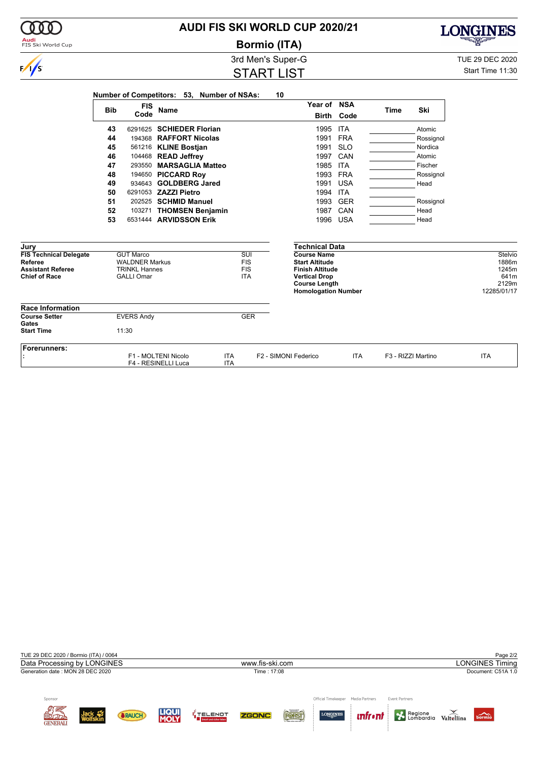# AUDI FIS SKI WORLD CUP 2020/21

## Bormio (ITA)

3rd Men's Super-G

TUE 29 DEC 2020

## START LIST

Start Time 11:30

**Number of Competitors: 53, Number of NSAs: 10**

| Bib | FIS Code | Name | Year of Birth | NSA Code | Time | Ski |
|---|---|---|---|---|---|---|
| 43 | 6291625 | **SCHIEDER Florian** | 1995 | ITA | | Atomic |
| 44 | 194368 | **RAFFORT Nicolas** | 1991 | FRA | | Rossignol |
| 45 | 561216 | **KLINE Bostjan** | 1991 | SLO | | Nordica |
| 46 | 104468 | **READ Jeffrey** | 1997 | CAN | | Atomic |
| 47 | 293550 | **MARSAGLIA Matteo** | 1985 | ITA | | Fischer |
| 48 | 194650 | **PICCARD Roy** | 1993 | FRA | | Rossignol |
| 49 | 934643 | **GOLDBERG Jared** | 1991 | USA | | Head |
| 50 | 6291053 | **ZAZZI Pietro** | 1994 | ITA | | |
| 51 | 202525 | **SCHMID Manuel** | 1993 | GER | | Rossignol |
| 52 | 103271 | **THOMSEN Benjamin** | 1987 | CAN | | Head |
| 53 | 6531444 | **ARVIDSSON Erik** | 1996 | USA | | Head |

### Jury

| | | |
|---|---|---|
| **FIS Technical Delegate** | GUT Marco | SUI |
| **Referee** | WALDNER Markus | FIS |
| **Assistant Referee** | TRINKL Hannes | FIS |
| **Chief of Race** | GALLI Omar | ITA |

### Technical Data

| | |
|---|---|
| **Course Name** | Stelvio |
| **Start Altitude** | 1886m |
| **Finish Altitude** | 1245m |
| **Vertical Drop** | 641m |
| **Course Length** | 2129m |
| **Homologation Number** | 12285/01/17 |

### Race Information

| | | |
|---|---|---|
| **Course Setter** | EVERS Andy | GER |
| **Gates** | | |
| **Start Time** | 11:30 | |

**Forerunners:**

| | | | | | |
|---|---|---|---|---|---|
| F1 - MOLTENI Nicolo | ITA | F2 - SIMONI Federico | ITA | F3 - RIZZI Martino | ITA |
| F4 - RESINELLI Luca | ITA | | | | |

TUE 29 DEC 2020 / Bormio (ITA) / 0064

Data Processing by LONGINES — www.fis-ski.com — LONGINES Timing

Generation date : MON 28 DEC 2020 — Time : 17:08 — Document: C51A 1.0